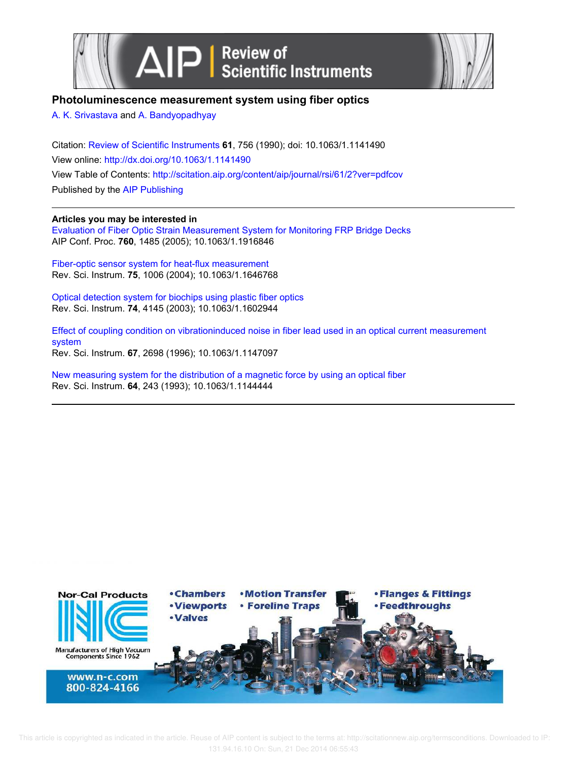# Photoluminescence measurement system using fiber optics

A. K. Srivastava and A. Bandyopadhyay

Citation: Review of Scientific Instruments **61**, 756 (1990); doi: 10.1063/1.1141490
View online: http://dx.doi.org/10.1063/1.1141490
View Table of Contents: http://scitation.aip.org/content/aip/journal/rsi/61/2?ver=pdfcov
Published by the AIP Publishing

## Articles you may be interested in

Evaluation of Fiber Optic Strain Measurement System for Monitoring FRP Bridge Decks
AIP Conf. Proc. **760**, 1485 (2005); 10.1063/1.1916846

Fiber-optic sensor system for heat-flux measurement
Rev. Sci. Instrum. **75**, 1006 (2004); 10.1063/1.1646768

Optical detection system for biochips using plastic fiber optics
Rev. Sci. Instrum. **74**, 4145 (2003); 10.1063/1.1602944

Effect of coupling condition on vibrationinduced noise in fiber lead used in an optical current measurement system
Rev. Sci. Instrum. **67**, 2698 (1996); 10.1063/1.1147097

New measuring system for the distribution of a magnetic force by using an optical fiber
Rev. Sci. Instrum. **64**, 243 (1993); 10.1063/1.1144444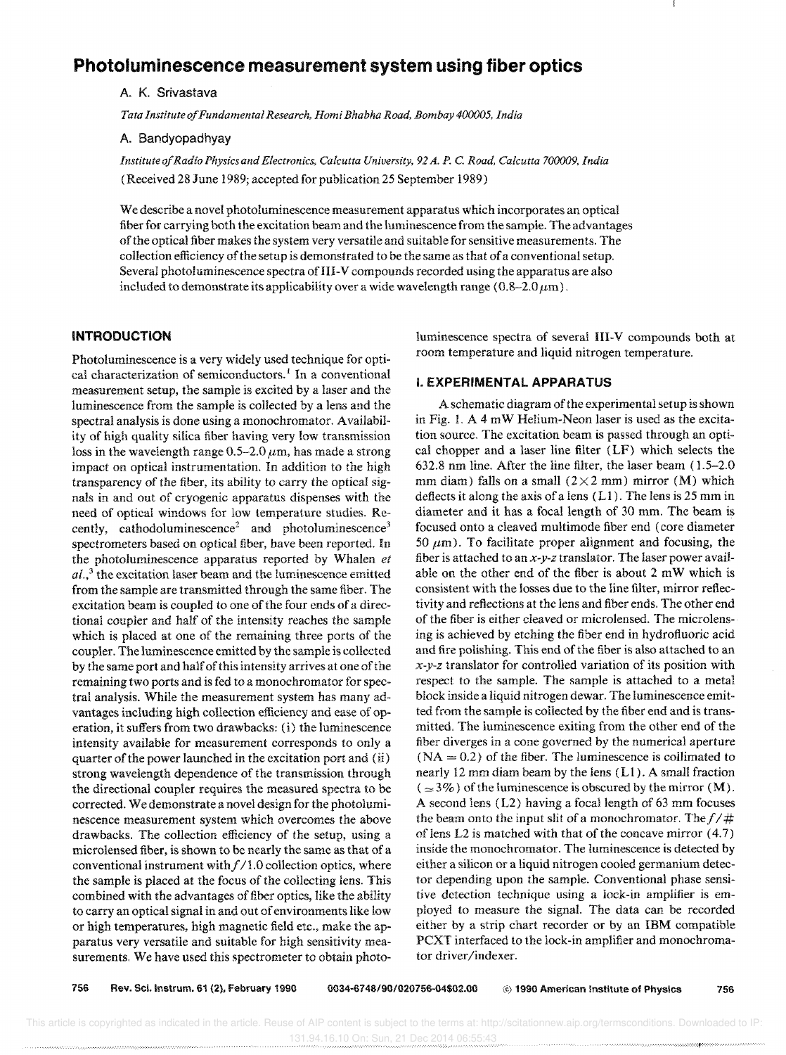# Photoluminescence measurement system using fiber optics

A. K. Srivastava

*Tata Institute of Fundamental Research, Homi Bhabha Road, Bombay 400005, India*

A. Bandyopadhyay

*Institute of Radio Physics and Electronics, Calcutta University, 92 A. P. C. Road, Calcutta 700009, India*

(Received 28 June 1989; accepted for publication 25 September 1989)

We describe a novel photoluminescence measurement apparatus which incorporates an optical fiber for carrying both the excitation beam and the luminescence from the sample. The advantages of the optical fiber makes the system very versatile and suitable for sensitive measurements. The collection efficiency of the setup is demonstrated to be the same as that of a conventional setup. Several photoluminescence spectra of III-V compounds recorded using the apparatus are also included to demonstrate its applicability over a wide wavelength range (0.8–2.0 $\mu$m).

## INTRODUCTION

Photoluminescence is a very widely used technique for optical characterization of semiconductors.[1] In a conventional measurement setup, the sample is excited by a laser and the luminescence from the sample is collected by a lens and the spectral analysis is done using a monochromator. Availability of high quality silica fiber having very low transmission loss in the wavelength range 0.5–2.0 $\mu$m, has made a strong impact on optical instrumentation. In addition to the high transparency of the fiber, its ability to carry the optical signals in and out of cryogenic apparatus dispenses with the need of optical windows for low temperature studies. Recently, cathodoluminescence[2] and photoluminescence[3] spectrometers based on optical fiber, have been reported. In the photoluminescence apparatus reported by Whalen *et al.*,[3] the excitation laser beam and the luminescence emitted from the sample are transmitted through the same fiber. The excitation beam is coupled to one of the four ends of a directional coupler and half of the intensity reaches the sample which is placed at one of the remaining three ports of the coupler. The luminescence emitted by the sample is collected by the same port and half of this intensity arrives at one of the remaining two ports and is fed to a monochromator for spectral analysis. While the measurement system has many advantages including high collection efficiency and ease of operation, it suffers from two drawbacks: (i) the luminescence intensity available for measurement corresponds to only a quarter of the power launched in the excitation port and (ii) strong wavelength dependence of the transmission through the directional coupler requires the measured spectra to be corrected. We demonstrate a novel design for the photoluminescence measurement system which overcomes the above drawbacks. The collection efficiency of the setup, using a microlensed fiber, is shown to be nearly the same as that of a conventional instrument with $f/1.0$ collection optics, where the sample is placed at the focus of the collecting lens. This combined with the advantages of fiber optics, like the ability to carry an optical signal in and out of environments like low or high temperatures, high magnetic field etc., make the apparatus very versatile and suitable for high sensitivity measurements. We have used this spectrometer to obtain photoluminescence spectra of several III-V compounds both at room temperature and liquid nitrogen temperature.

## I. EXPERIMENTAL APPARATUS

A schematic diagram of the experimental setup is shown in Fig. 1. A 4 mW Helium-Neon laser is used as the excitation source. The excitation beam is passed through an optical chopper and a laser line filter (LF) which selects the 632.8 nm line. After the line filter, the laser beam (1.5–2.0 mm diam) falls on a small (2×2 mm) mirror (M) which deflects it along the axis of a lens (L1). The lens is 25 mm in diameter and it has a focal length of 30 mm. The beam is focused onto a cleaved multimode fiber end (core diameter 50 $\mu$m). To facilitate proper alignment and focusing, the fiber is attached to an *x-y-z* translator. The laser power available on the other end of the fiber is about 2 mW which is consistent with the losses due to the line filter, mirror reflectivity and reflections at the lens and fiber ends. The other end of the fiber is either cleaved or microlensed. The microlensing is achieved by etching the fiber end in hydrofluoric acid and fire polishing. This end of the fiber is also attached to an *x-y-z* translator for controlled variation of its position with respect to the sample. The sample is attached to a metal block inside a liquid nitrogen dewar. The luminescence emitted from the sample is collected by the fiber end and is transmitted. The luminescence exiting from the other end of the fiber diverges in a cone governed by the numerical aperture (NA = 0.2) of the fiber. The luminescence is collimated to nearly 12 mm diam beam by the lens (L1). A small fraction ($\simeq 3\%$) of the luminescence is obscured by the mirror (M). A second lens (L2) having a focal length of 63 mm focuses the beam onto the input slit of a monochromator. The $f/\#$ of lens L2 is matched with that of the concave mirror (4.7) inside the monochromator. The luminescence is detected by either a silicon or a liquid nitrogen cooled germanium detector depending upon the sample. Conventional phase sensitive detection technique using a lock-in amplifier is employed to measure the signal. The data can be recorded either by a strip chart recorder or by an IBM compatible PCXT interfaced to the lock-in amplifier and monochromator driver/indexer.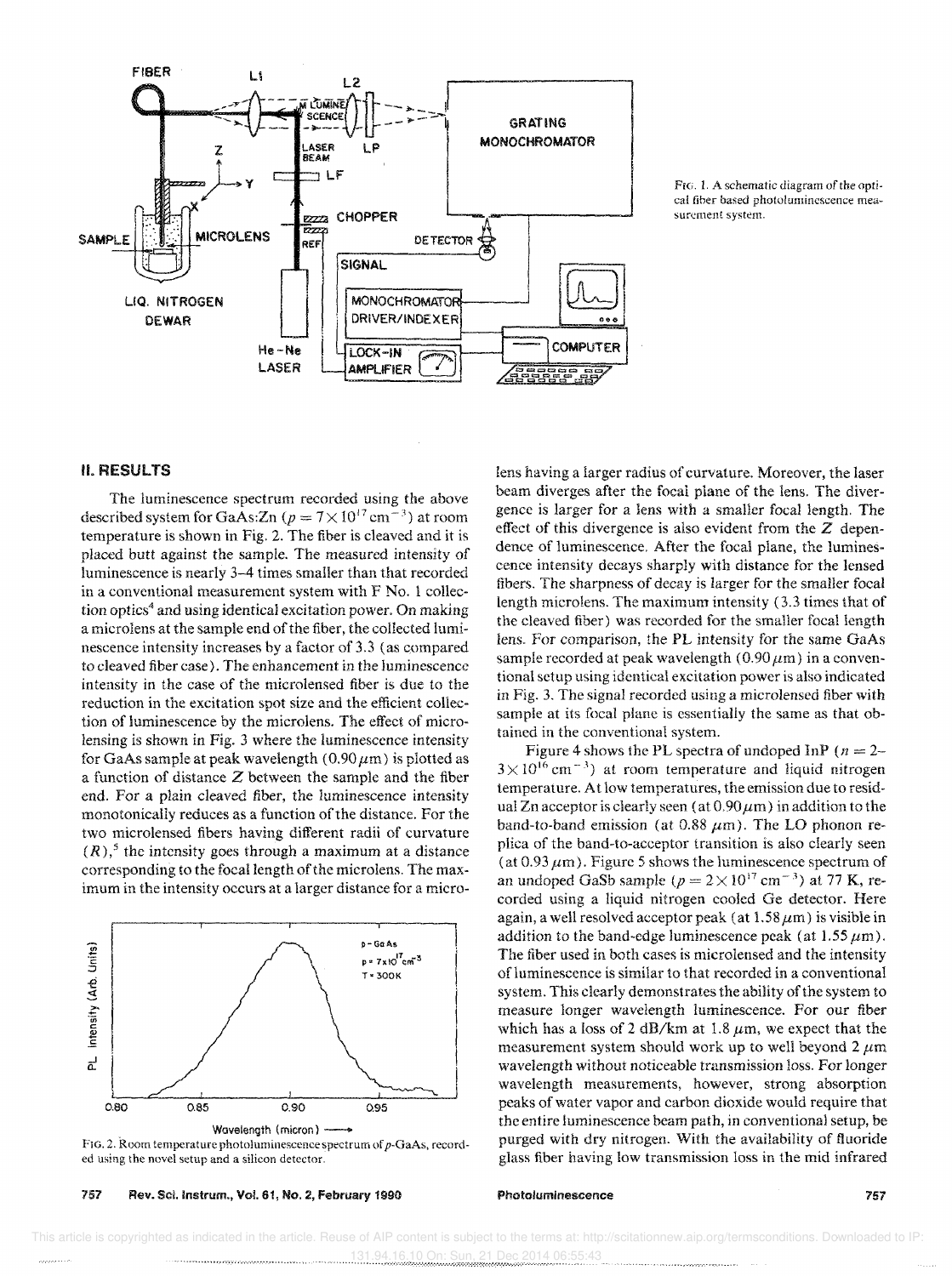FIG. 1. A schematic diagram of the optical fiber based photoluminescence measurement system.

## II. RESULTS

The luminescence spectrum recorded using the above described system for GaAs:Zn ($p = 7 \times 10^{17}\ \text{cm}^{-3}$) at room temperature is shown in Fig. 2. The fiber is cleaved and it is placed butt against the sample. The measured intensity of luminescence is nearly 3–4 times smaller than that recorded in a conventional measurement system with F No. 1 collection optics[4] and using identical excitation power. On making a microlens at the sample end of the fiber, the collected luminescence intensity increases by a factor of 3.3 (as compared to cleaved fiber case). The enhancement in the luminescence intensity in the case of the microlensed fiber is due to the reduction in the excitation spot size and the efficient collection of luminescence by the microlens. The effect of microlensing is shown in Fig. 3 where the luminescence intensity for GaAs sample at peak wavelength ($0.90\ \mu\text{m}$) is plotted as a function of distance $Z$ between the sample and the fiber end. For a plain cleaved fiber, the luminescence intensity monotonically reduces as a function of the distance. For the two microlensed fibers having different radii of curvature ($R$),[5] the intensity goes through a maximum at a distance corresponding to the focal length of the microlens. The maximum in the intensity occurs at a larger distance for a microlens having a larger radius of curvature. Moreover, the laser beam diverges after the focal plane of the lens. The divergence is larger for a lens with a smaller focal length. The effect of this divergence is also evident from the $Z$ dependence of luminescence. After the focal plane, the luminescence intensity decays sharply with distance for the lensed fibers. The sharpness of decay is larger for the smaller focal length microlens. The maximum intensity (3.3 times that of the cleaved fiber) was recorded for the smaller focal length lens. For comparison, the PL intensity for the same GaAs sample recorded at peak wavelength ($0.90\ \mu\text{m}$) in a conventional setup using identical excitation power is also indicated in Fig. 3. The signal recorded using a microlensed fiber with sample at its focal plane is essentially the same as that obtained in the conventional system.

FIG. 2. Room temperature photoluminescence spectrum of $p$-GaAs, recorded using the novel setup and a silicon detector.

Figure 4 shows the PL spectra of undoped InP ($n = 2$–$3 \times 10^{16}\ \text{cm}^{-3}$) at room temperature and liquid nitrogen temperature. At low temperatures, the emission due to residual Zn acceptor is clearly seen (at $0.90\ \mu\text{m}$) in addition to the band-to-band emission (at $0.88\ \mu\text{m}$). The LO phonon replica of the band-to-acceptor transition is also clearly seen (at $0.93\ \mu\text{m}$). Figure 5 shows the luminescence spectrum of an undoped GaSb sample ($p = 2 \times 10^{17}\ \text{cm}^{-3}$) at 77 K, recorded using a liquid nitrogen cooled Ge detector. Here again, a well resolved acceptor peak (at $1.58\ \mu\text{m}$) is visible in addition to the band-edge luminescence peak (at $1.55\ \mu\text{m}$). The fiber used in both cases is microlensed and the intensity of luminescence is similar to that recorded in a conventional system. This clearly demonstrates the ability of the system to measure longer wavelength luminescence. For our fiber which has a loss of 2 dB/km at $1.8\ \mu\text{m}$, we expect that the measurement system should work up to well beyond $2\ \mu\text{m}$ wavelength without noticeable transmission loss. For longer wavelength measurements, however, strong absorption peaks of water vapor and carbon dioxide would require that the entire luminescence beam path, in conventional setup, be purged with dry nitrogen. With the availability of fluoride glass fiber having low transmission loss in the mid infrared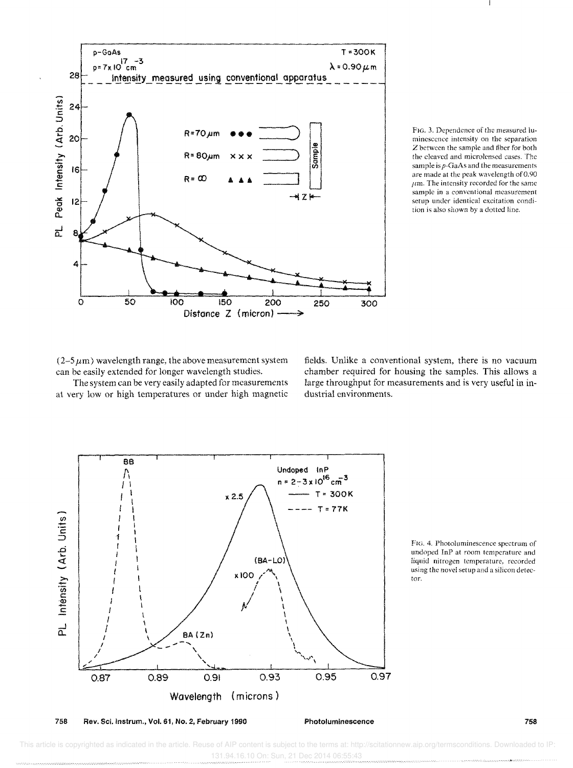FIG. 3. Dependence of the measured luminescence intensity on the separation $Z$ between the sample and fiber for both the cleaved and microlensed cases. The sample is $p$-GaAs and the measurements are made at the peak wavelength of 0.90 $\mu$m. The intensity recorded for the same sample in a conventional measurement setup under identical excitation condition is also shown by a dotted line.

(2–5 $\mu$m) wavelength range, the above measurement system can be easily extended for longer wavelength studies.

The system can be very easily adapted for measurements at very low or high temperatures or under high magnetic fields. Unlike a conventional system, there is no vacuum chamber required for housing the samples. This allows a large throughput for measurements and is very useful in industrial environments.

FIG. 4. Photoluminescence spectrum of undoped InP at room temperature and liquid nitrogen temperature, recorded using the novel setup and a silicon detector.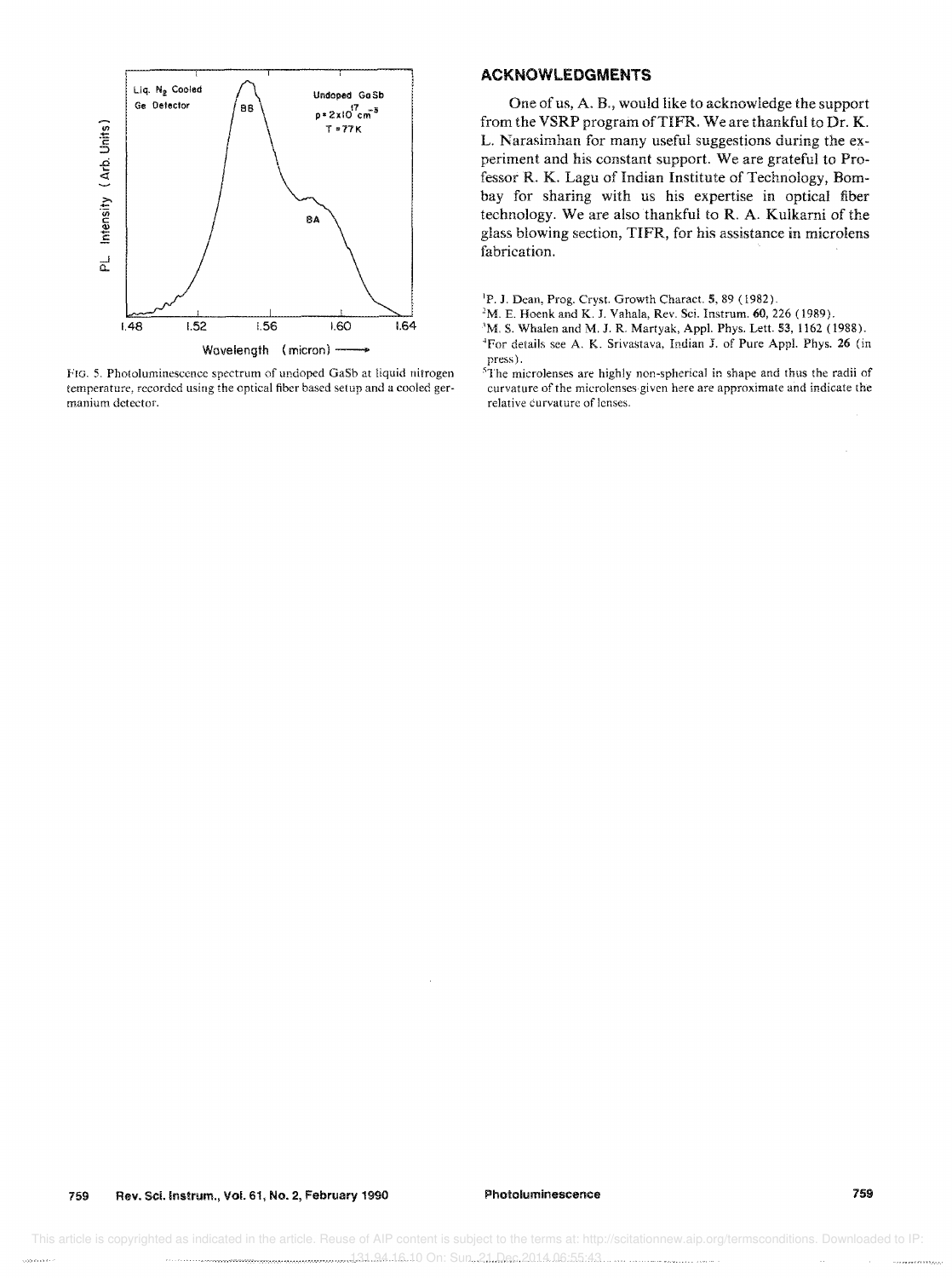Liq. $N_2$ Cooled
Ge Detector

Undoped GaSb
$p = 2 \times 10^{17}$ $cm^{-3}$
T = 77K

BB

BA

PL Intensity (Arb. Units)

1.48
1.52
1.56
1.60
1.64

Wavelength (micron)

FIG. 5. Photoluminescence spectrum of undoped GaSb at liquid nitrogen temperature, recorded using the optical fiber based setup and a cooled germanium detector.

## ACKNOWLEDGMENTS

One of us, A. B., would like to acknowledge the support from the VSRP program of TIFR. We are thankful to Dr. K. L. Narasimhan for many useful suggestions during the experiment and his constant support. We are grateful to Professor R. K. Lagu of Indian Institute of Technology, Bombay for sharing with us his expertise in optical fiber technology. We are also thankful to R. A. Kulkarni of the glass blowing section, TIFR, for his assistance in microlens fabrication.

[1] P. J. Dean, Prog. Cryst. Growth Charact. **5**, 89 (1982).

[2] M. E. Hoenk and K. J. Vahala, Rev. Sci. Instrum. **60**, 226 (1989).

[3] M. S. Whalen and M. J. R. Martyak, Appl. Phys. Lett. **53**, 1162 (1988).

[4] For details see A. K. Srivastava, Indian J. of Pure Appl. Phys. **26** (in press).

[5] The microlenses are highly non-spherical in shape and thus the radii of curvature of the microlenses given here are approximate and indicate the relative curvature of lenses.